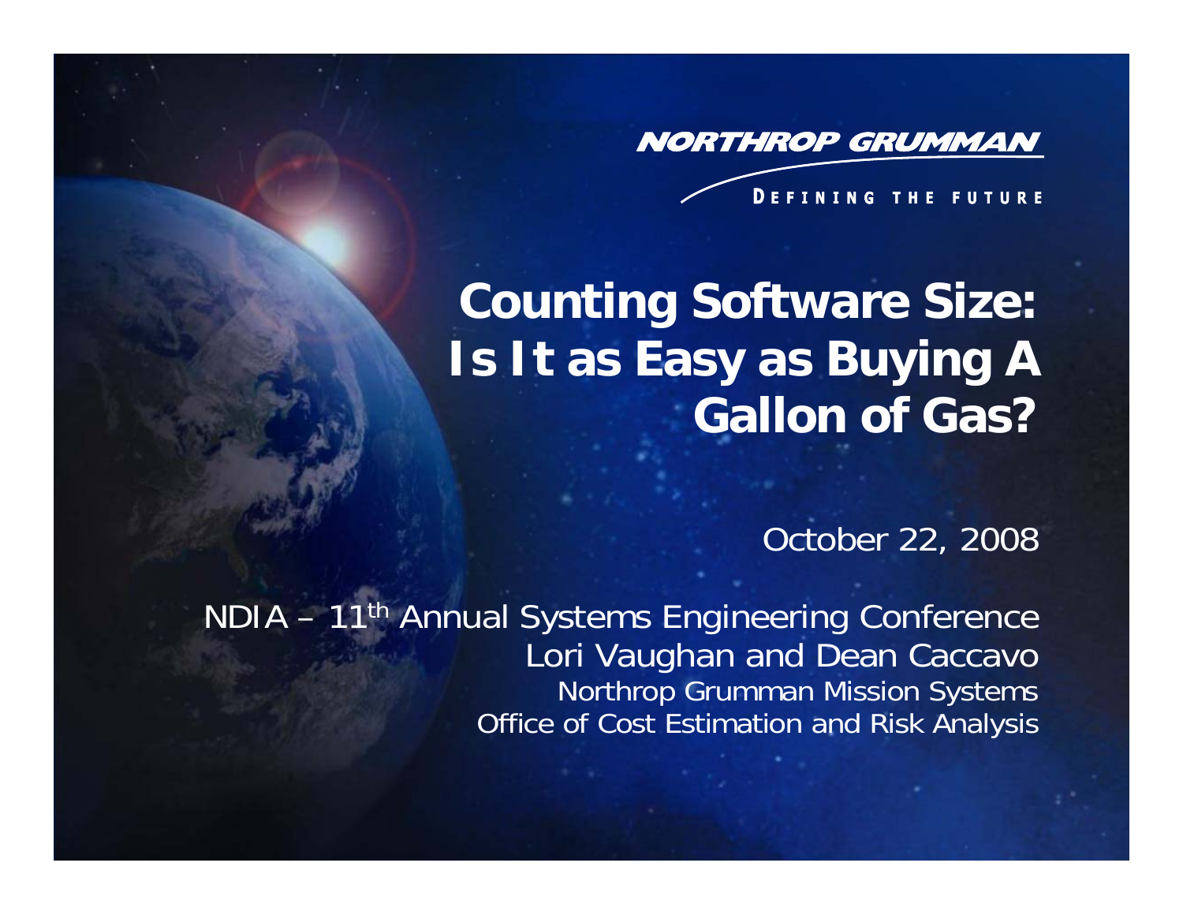NORTHROP GRUMMAN

DEFINING THE FUTURE

# Counting Software Size: Is It as Easy as Buying A Gallon of Gas?

October 22, 2008

NDIA – 11th Annual Systems Engineering Conference

Lori Vaughan and Dean Caccavo

Northrop Grumman Mission Systems

Office of Cost Estimation and Risk Analysis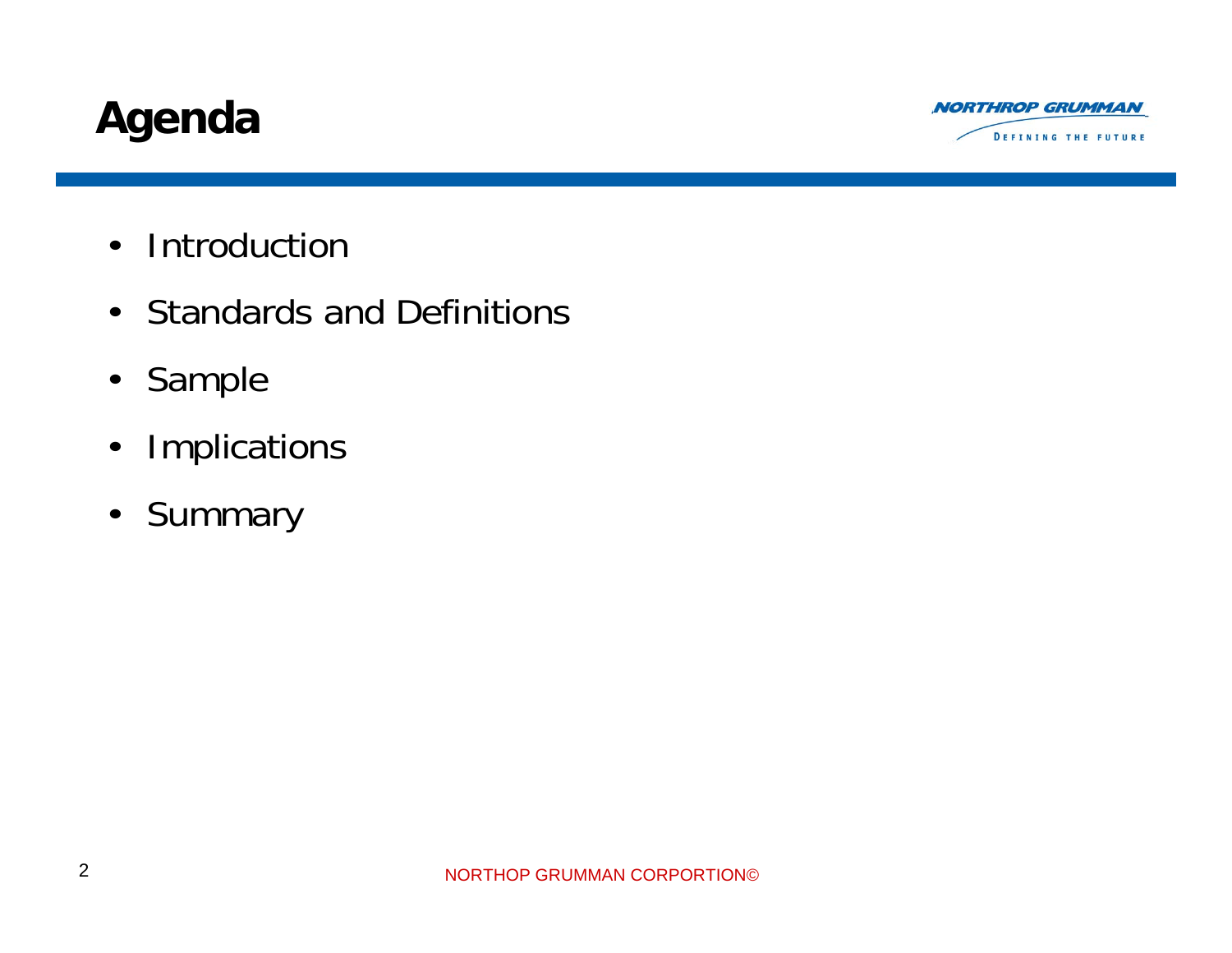# Agenda

- Introduction
- Standards and Definitions
- Sample
- Implications
- Summary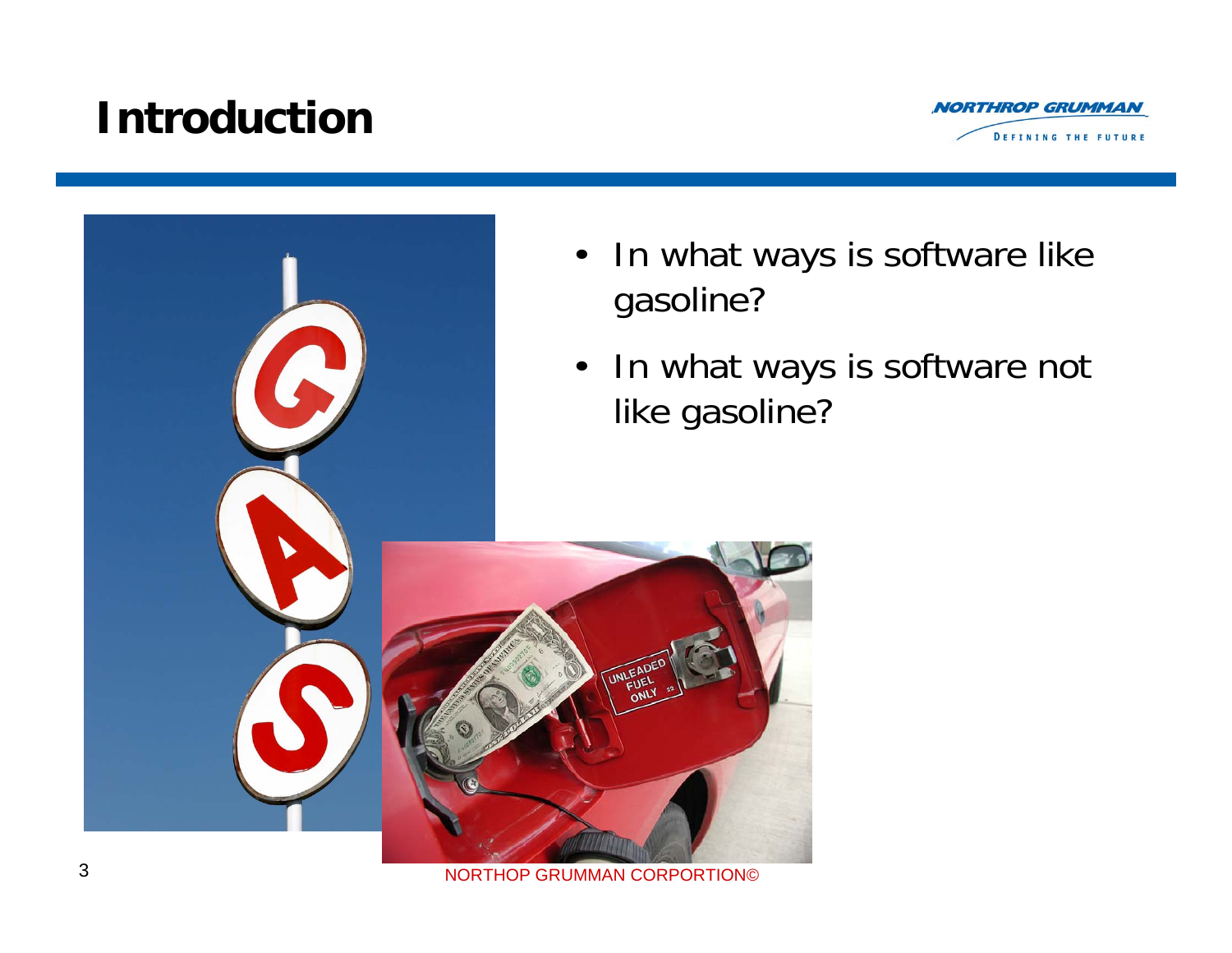# Introduction

- In what ways is software like gasoline?
- In what ways is software not like gasoline?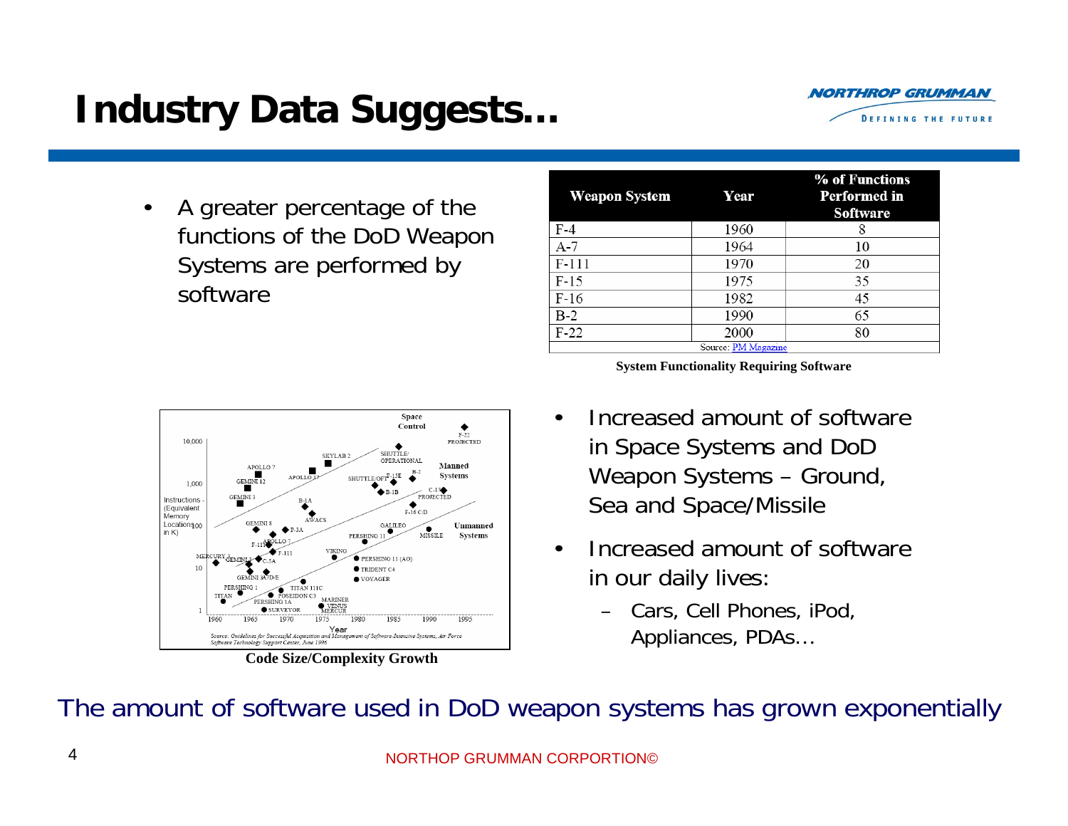# Industry Data Suggests…

- A greater percentage of the functions of the DoD Weapon Systems are performed by software

| Weapon System | Year | % of Functions Performed in Software |
|---|---|---|
| F-4 | 1960 | 8 |
| A-7 | 1964 | 10 |
| F-111 | 1970 | 20 |
| F-15 | 1975 | 35 |
| F-16 | 1982 | 45 |
| B-2 | 1990 | 65 |
| F-22 | 2000 | 80 |

Source: PM Magazine

**System Functionality Requiring Software**

*Source: Guidelines for Successful Acquisition and Management of Software-Intensive Systems, Air Force Software Technology Support Center, June 1996*

**Code Size/Complexity Growth**

- Increased amount of software in Space Systems and DoD Weapon Systems – Ground, Sea and Space/Missile
- Increased amount of software in our daily lives:
  - Cars, Cell Phones, iPod, Appliances, PDAs…

The amount of software used in DoD weapon systems has grown exponentially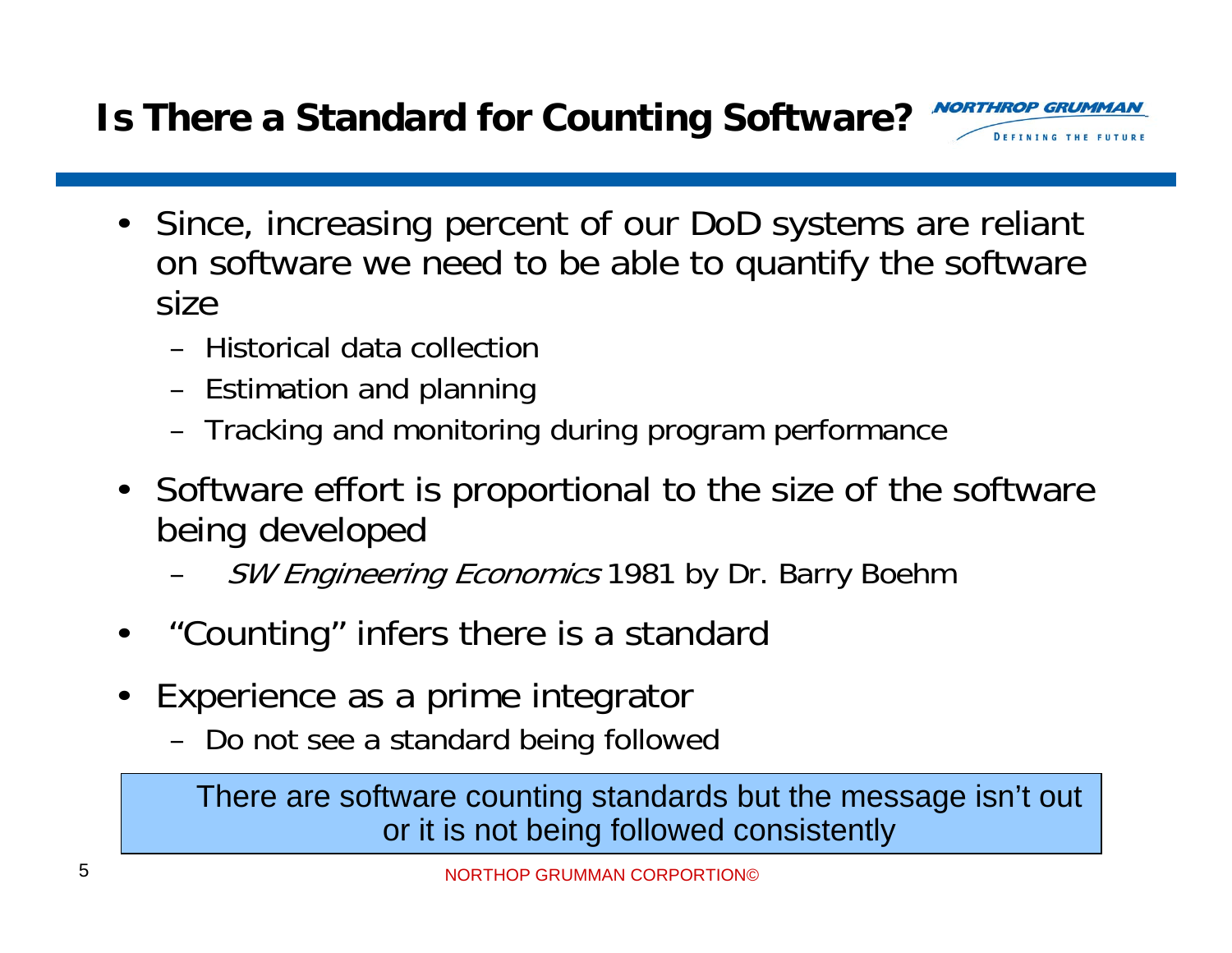# Is There a Standard for Counting Software?

- Since, increasing percent of our DoD systems are reliant on software we need to be able to quantify the software size
  - Historical data collection
  - Estimation and planning
  - Tracking and monitoring during program performance
- Software effort is proportional to the size of the software being developed
  - *SW Engineering Economics* 1981 by Dr. Barry Boehm
- "Counting" infers there is a standard
- Experience as a prime integrator
  - Do not see a standard being followed

There are software counting standards but the message isn't out or it is not being followed consistently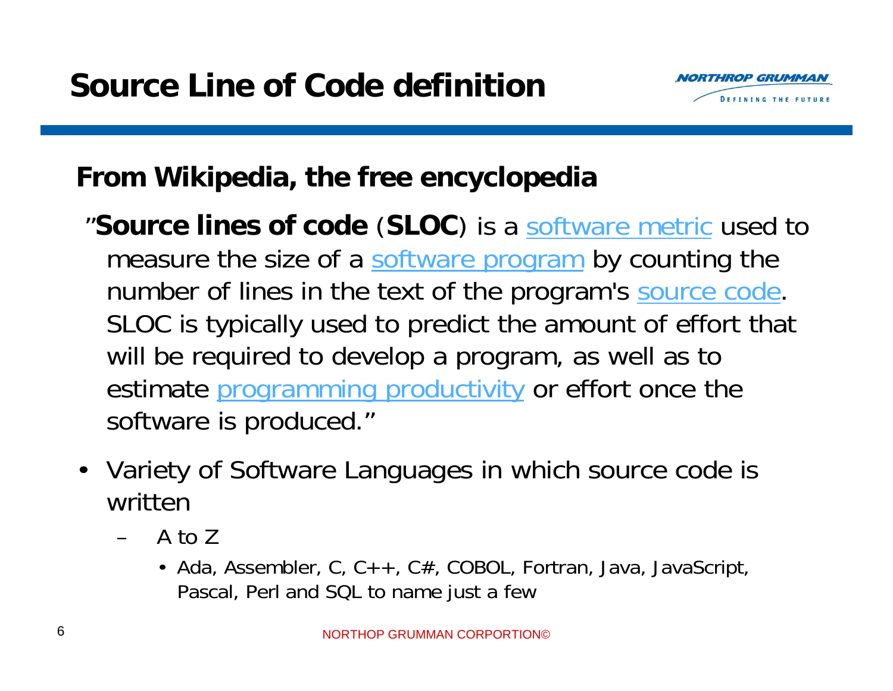# Source Line of Code definition

## From Wikipedia, the free encyclopedia

"**Source lines of code** (**SLOC**) is a software metric used to measure the size of a software program by counting the number of lines in the text of the program's source code. SLOC is typically used to predict the amount of effort that will be required to develop a program, as well as to estimate programming productivity or effort once the software is produced."

- Variety of Software Languages in which source code is written
  - A to Z
    - Ada, Assembler, C, C++, C#, COBOL, Fortran, Java, JavaScript, Pascal, Perl and SQL to name just a few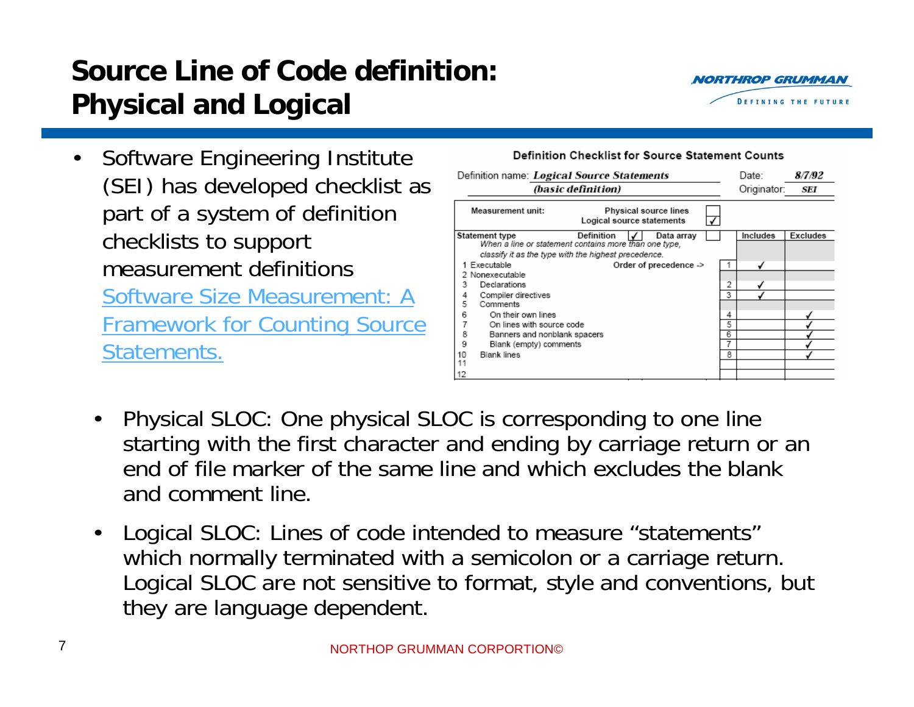# Source Line of Code definition: Physical and Logical

- Software Engineering Institute (SEI) has developed checklist as part of a system of definition checklists to support measurement definitions Software Size Measurement: A Framework for Counting Source Statements.

**Definition Checklist for Source Statement Counts**

Definition name: ***Logical Source Statements*** ***(basic definition)*** Date: ***8/7/92*** Originator: ***SEI***

Measurement unit: Physical source lines [ ] Logical source statements [✓]

| Statement type — Definition [✓] Data array [ ] | | Includes | Excludes |
|---|---|---|---|
| *When a line or statement contains more than one type, classify it as the type with the highest precedence.* | | | |
| 1 Executable — Order of precedence -> | 1 | ✓ | |
| 2 Nonexecutable | | | |
| 3 Declarations | 2 | ✓ | |
| 4 Compiler directives | 3 | ✓ | |
| 5 Comments | | | |
| 6 On their own lines | 4 | | ✓ |
| 7 On lines with source code | 5 | | ✓ |
| 8 Banners and nonblank spacers | 6 | | ✓ |
| 9 Blank (empty) comments | 7 | | ✓ |
| 10 Blank lines | 8 | | ✓ |
| 11 | | | |
| 12 | | | |

- Physical SLOC: One physical SLOC is corresponding to one line starting with the first character and ending by carriage return or an end of file marker of the same line and which excludes the blank and comment line.
- Logical SLOC: Lines of code intended to measure "statements" which normally terminated with a semicolon or a carriage return. Logical SLOC are not sensitive to format, style and conventions, but they are language dependent.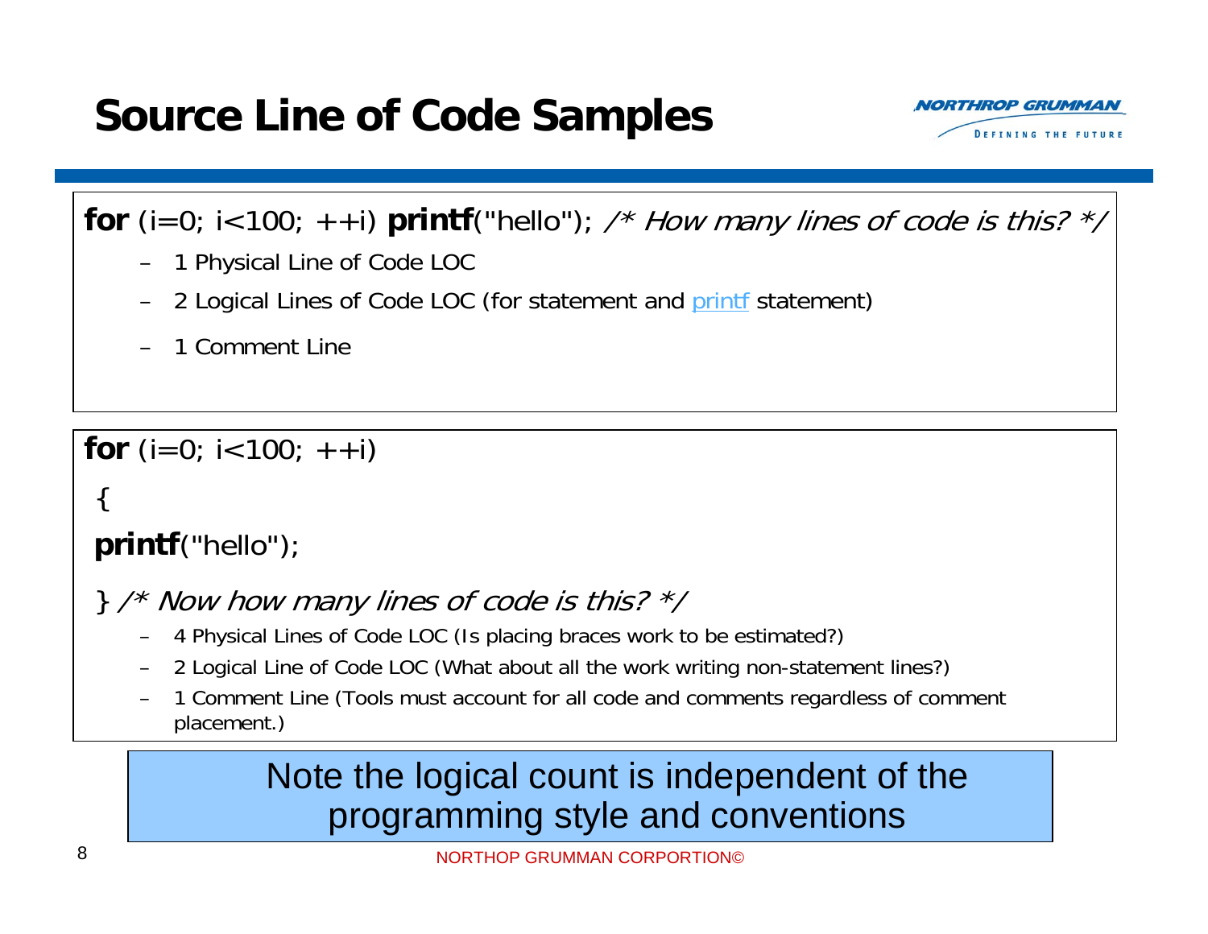# Source Line of Code Samples

```
for (i=0; i<100; ++i) printf("hello"); /* How many lines of code is this? */
```

- 1 Physical Line of Code LOC
- 2 Logical Lines of Code LOC (for statement and printf statement)
- 1 Comment Line

```
for (i=0; i<100; ++i)
 {
 printf("hello");
 } /* Now how many lines of code is this? */
```

- 4 Physical Lines of Code LOC (Is placing braces work to be estimated?)
- 2 Logical Line of Code LOC (What about all the work writing non-statement lines?)
- 1 Comment Line (Tools must account for all code and comments regardless of comment placement.)

Note the logical count is independent of the programming style and conventions

NORTHOP GRUMMAN CORPORTION©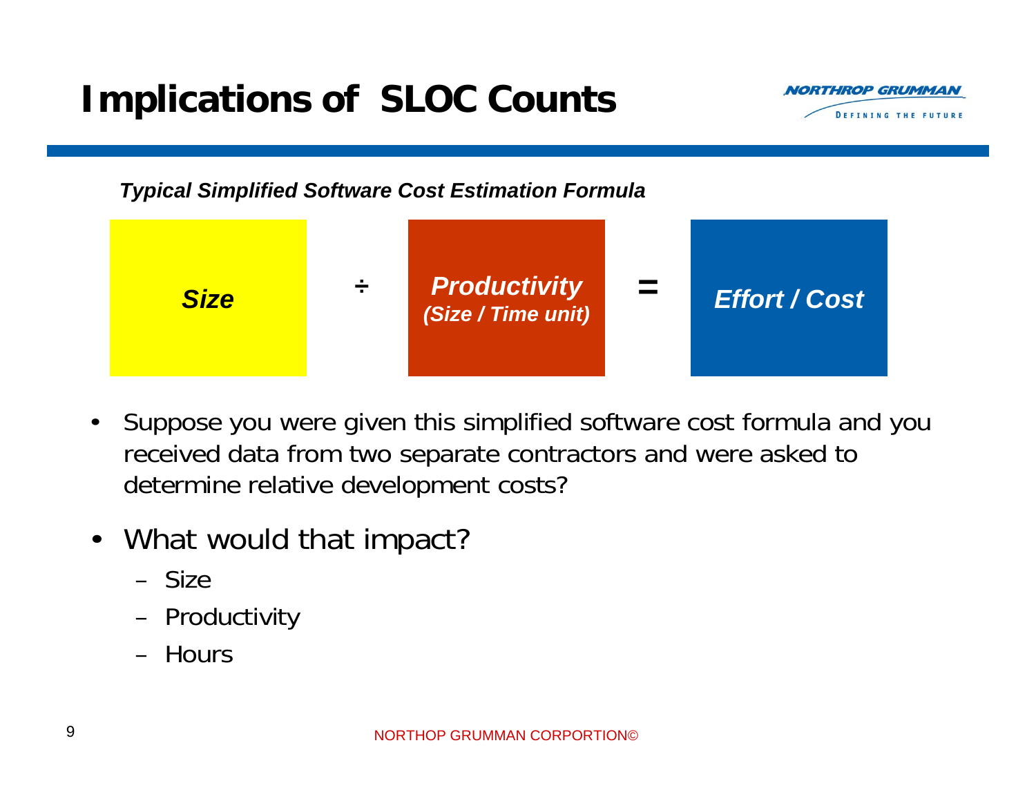# Implications of SLOC Counts

***Typical Simplified Software Cost Estimation Formula***

***Size*** ÷ ***Productivity*** ***(Size / Time unit)*** = ***Effort / Cost***

- Suppose you were given this simplified software cost formula and you received data from two separate contractors and were asked to determine relative development costs?
- What would that impact?
  - Size
  - Productivity
  - Hours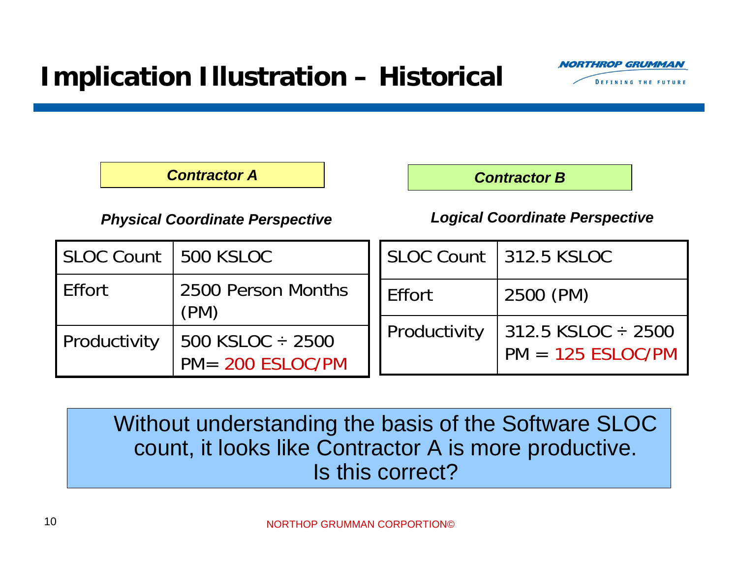# Implication Illustration – Historical

**_Contractor A_**

***Physical Coordinate Perspective***

| SLOC Count | 500 KSLOC |
|---|---|
| Effort | 2500 Person Months (PM) |
| Productivity | 500 KSLOC ÷ 2500 PM= 200 ESLOC/PM |

**_Contractor B_**

***Logical Coordinate Perspective***

| SLOC Count | 312.5 KSLOC |
|---|---|
| Effort | 2500 (PM) |
| Productivity | 312.5 KSLOC ÷ 2500 PM = 125 ESLOC/PM |

Without understanding the basis of the Software SLOC count, it looks like Contractor A is more productive.
Is this correct?

NORTHOP GRUMMAN CORPORTION©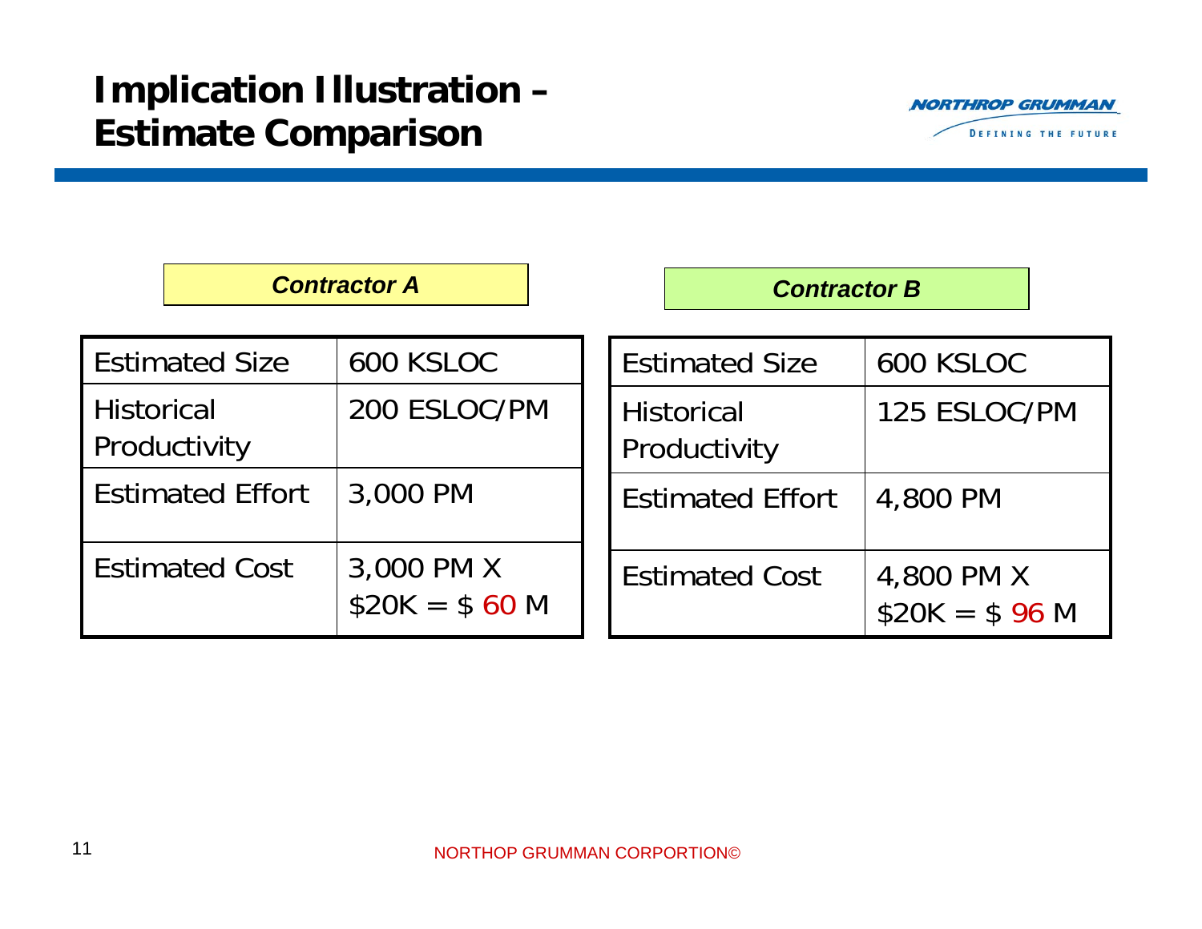# Implication Illustration – Estimate Comparison

***Contractor A***

| Estimated Size | 600 KSLOC |
|---|---|
| Historical Productivity | 200 ESLOC/PM |
| Estimated Effort | 3,000 PM |
| Estimated Cost | 3,000 PM X $20K = $ 60 M |

***Contractor B***

| Estimated Size | 600 KSLOC |
|---|---|
| Historical Productivity | 125 ESLOC/PM |
| Estimated Effort | 4,800 PM |
| Estimated Cost | 4,800 PM X $20K = $ 96 M |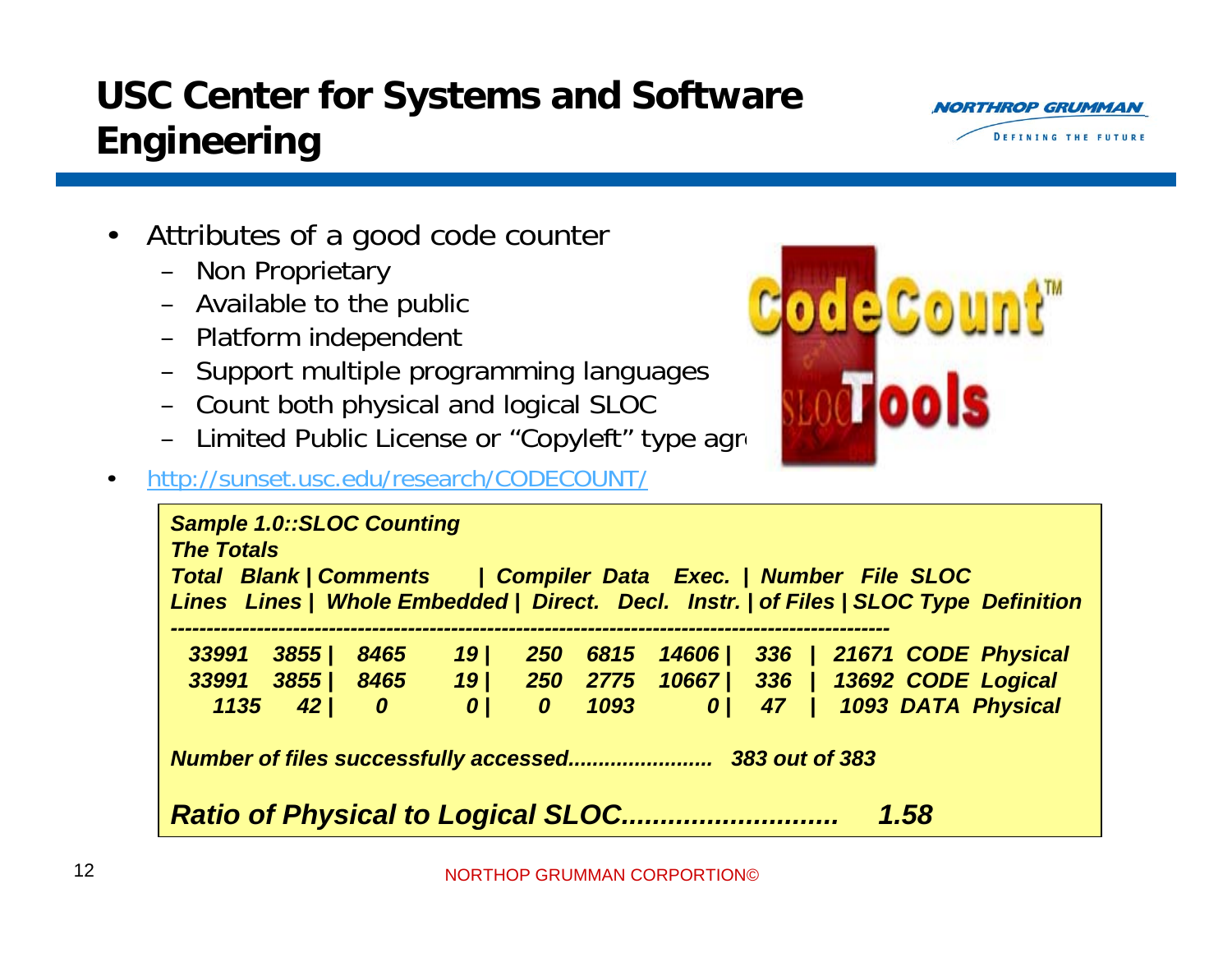# USC Center for Systems and Software Engineering

- Attributes of a good code counter
  - Non Proprietary
  - Available to the public
  - Platform independent
  - Support multiple programming languages
  - Count both physical and logical SLOC
  - Limited Public License or "Copyleft" type agr
- http://sunset.usc.edu/research/CODECOUNT/

***Sample 1.0::SLOC Counting***

***The Totals***

| Total Lines | Blank Lines | Comments Whole | Comments Embedded | Compiler Direct. | Data Decl. | Exec. Instr. | Number of Files | SLOC | File Type | SLOC Definition |
|---|---|---|---|---|---|---|---|---|---|---|
| 33991 | 3855 | 8465 | 19 | 250 | 6815 | 14606 | 336 | 21671 | CODE | Physical |
| 33991 | 3855 | 8465 | 19 | 250 | 2775 | 10667 | 336 | 13692 | CODE | Logical |
| 1135 | 42 | 0 | 0 | 0 | 1093 | 0 | 47 | 1093 | DATA | Physical |

***Number of files successfully accessed....................... 383 out of 383***

***Ratio of Physical to Logical SLOC........................... 1.58***

NORTHOP GRUMMAN CORPORTION©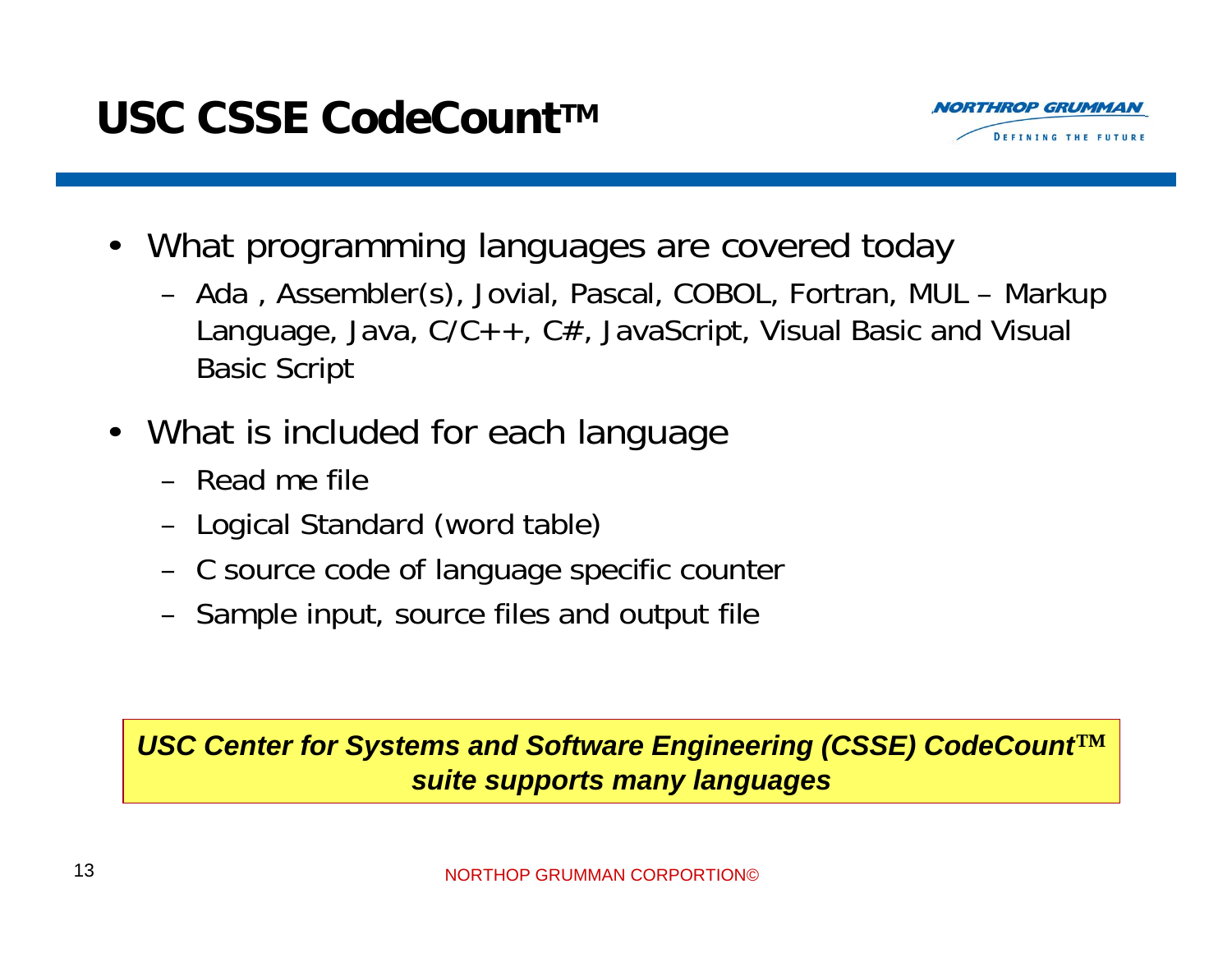# USC CSSE CodeCount™

- What programming languages are covered today
  - Ada , Assembler(s), Jovial, Pascal, COBOL, Fortran, MUL – Markup Language, Java, C/C++, C#, JavaScript, Visual Basic and Visual Basic Script
- What is included for each language
  - Read me file
  - Logical Standard (word table)
  - C source code of language specific counter
  - Sample input, source files and output file

***USC Center for Systems and Software Engineering (CSSE) CodeCount™ suite supports many languages***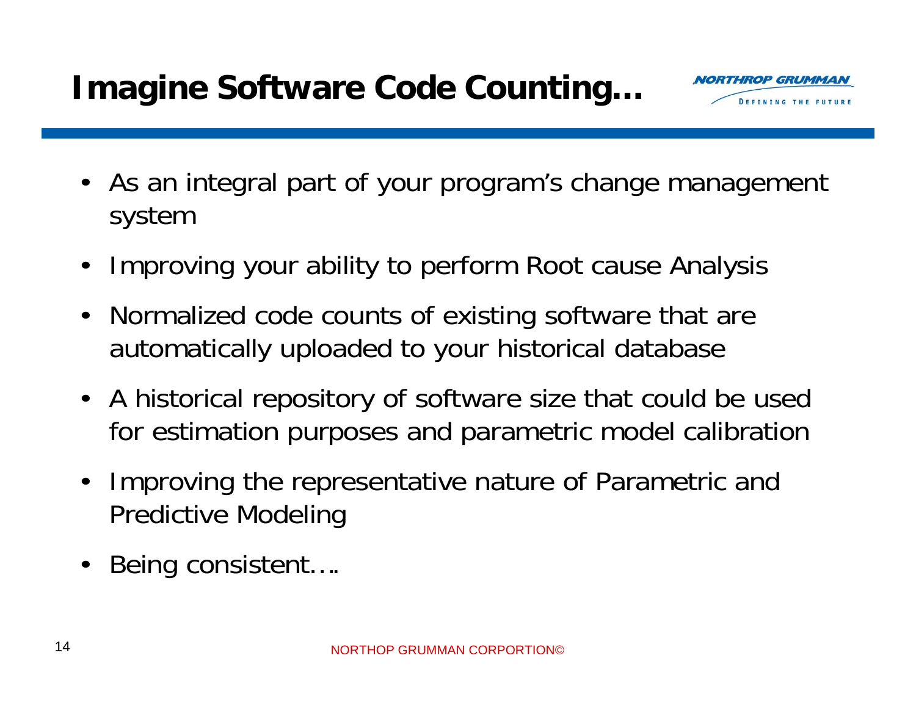# Imagine Software Code Counting…

- As an integral part of your program's change management system
- Improving your ability to perform Root cause Analysis
- Normalized code counts of existing software that are automatically uploaded to your historical database
- A historical repository of software size that could be used for estimation purposes and parametric model calibration
- Improving the representative nature of Parametric and Predictive Modeling
- Being consistent….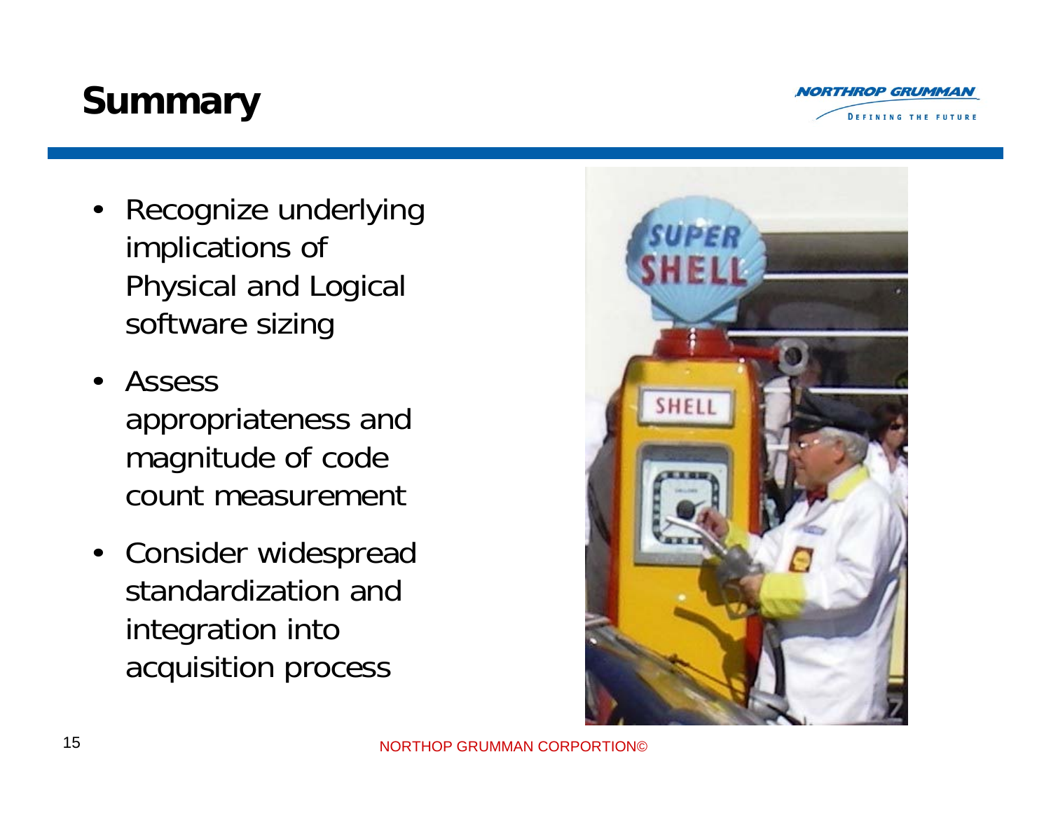# Summary

- Recognize underlying implications of Physical and Logical software sizing
- Assess appropriateness and magnitude of code count measurement
- Consider widespread standardization and integration into acquisition process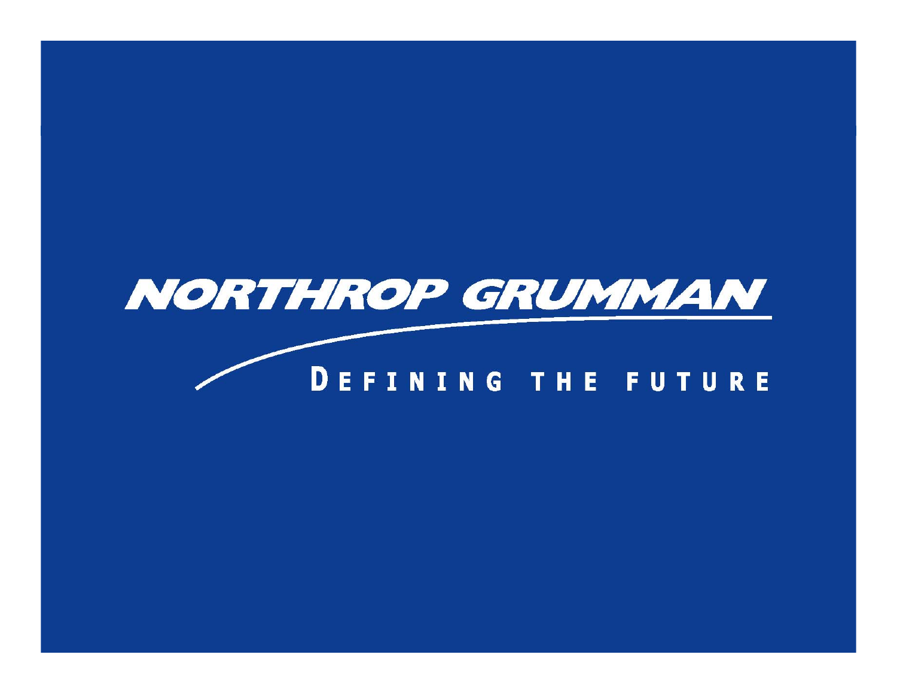NORTHROP GRUMMAN

DEFINING THE FUTURE